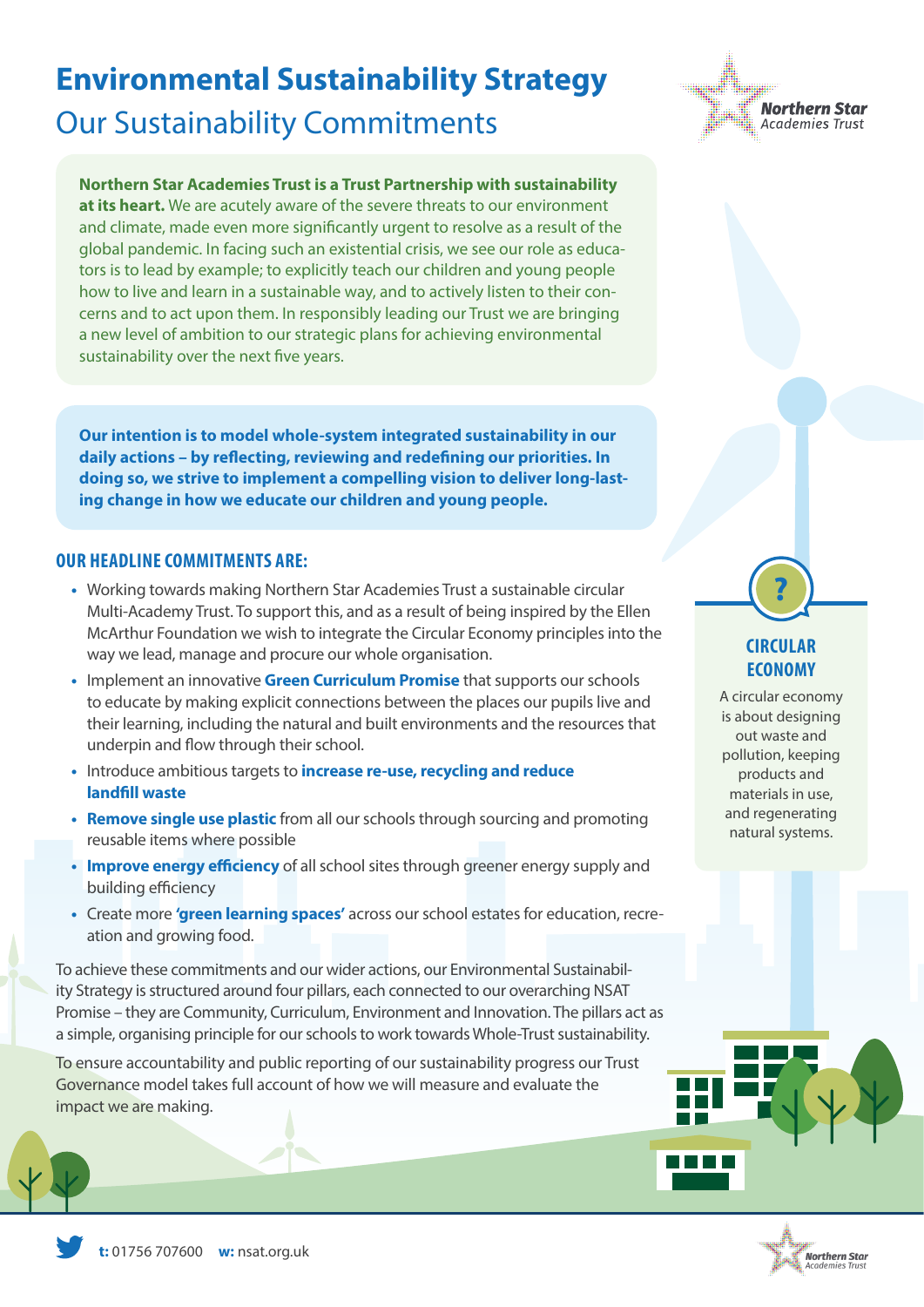# Environmental Sustainability Strategy

## Our Sustainability Commitments

**Northern Star Academies Trust is a Trust Partnership with sustainability at its heart.** We are acutely aware of the severe threats to our environment and climate, made even more significantly urgent to resolve as a result of the global pandemic. In facing such an existential crisis, we see our role as educators is to lead by example; to explicitly teach our children and young people how to live and learn in a sustainable way, and to actively listen to their concerns and to act upon them. In responsibly leading our Trust we are bringing a new level of ambition to our strategic plans for achieving environmental sustainability over the next five years.

**Our intention is to model whole-system integrated sustainability in our daily actions – by reflecting, reviewing and redefining our priorities. In doing so, we strive to implement a compelling vision to deliver long-lasting change in how we educate our children and young people.**

### OUR HEADLINE COMMITMENTS ARE:

- Working towards making Northern Star Academies Trust a sustainable circular Multi-Academy Trust. To support this, and as a result of being inspired by the Ellen McArthur Foundation we wish to integrate the Circular Economy principles into the way we lead, manage and procure our whole organisation.
- Implement an innovative **Green Curriculum Promise** that supports our schools to educate by making explicit connections between the places our pupils live and their learning, including the natural and built environments and the resources that underpin and flow through their school.
- Introduce ambitious targets to **increase re-use, recycling and reduce landfill waste**
- **Remove single use plastic** from all our schools through sourcing and promoting reusable items where possible
- **Improve energy efficiency** of all school sites through greener energy supply and building efficiency
- Create more **'green learning spaces'** across our school estates for education, recreation and growing food.

To achieve these commitments and our wider actions, our Environmental Sustainability Strategy is structured around four pillars, each connected to our overarching NSAT Promise – they are Community, Curriculum, Environment and Innovation. The pillars act as a simple, organising principle for our schools to work towards Whole-Trust sustainability.

To ensure accountability and public reporting of our sustainability progress our Trust Governance model takes full account of how we will measure and evaluate the impact we are making.

### CIRCULAR ECONOMY

A circular economy is about designing out waste and pollution, keeping products and materials in use, and regenerating natural systems.

**t:** 01756 707600 **w:** nsat.org.uk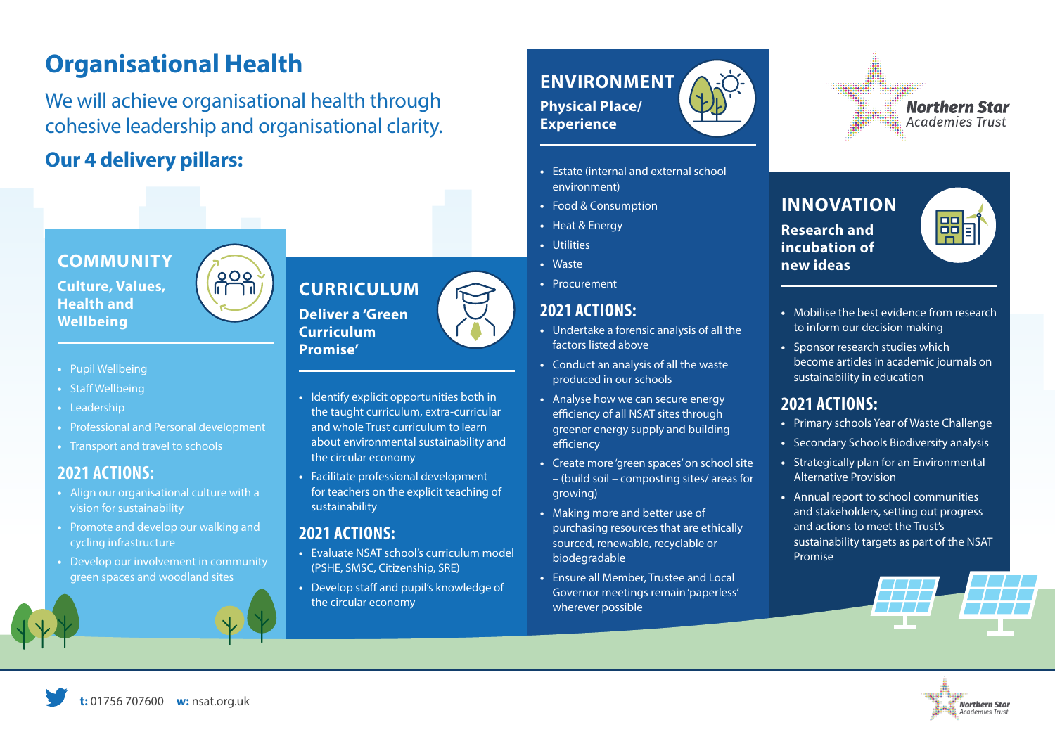# Organisational Health

We will achieve organisational health through cohesive leadership and organisational clarity.

## Our 4 delivery pillars:

### COMMUNITY

**Culture, Values, Health and Wellbeing**

- Pupil Wellbeing
- Staff Wellbeing
- Leadership
- Professional and Personal development
- Transport and travel to schools

#### 2021 ACTIONS:

- Align our organisational culture with a vision for sustainability
- Promote and develop our walking and cycling infrastructure
- Develop our involvement in community green spaces and woodland sites

### CURRICULUM

**Deliver a 'Green Curriculum Promise'**

- Identify explicit opportunities both in the taught curriculum, extra-curricular and whole Trust curriculum to learn about environmental sustainability and the circular economy
- Facilitate professional development for teachers on the explicit teaching of sustainability

#### 2021 ACTIONS:

- Evaluate NSAT school's curriculum model (PSHE, SMSC, Citizenship, SRE)
- Develop staff and pupil's knowledge of the circular economy

### ENVIRONMENT

**Physical Place/ Experience**

- Estate (internal and external school environment)
- Food & Consumption
- Heat & Energy
- Utilities
- Waste
- Procurement

#### 2021 ACTIONS:

- Undertake a forensic analysis of all the factors listed above
- Conduct an analysis of all the waste produced in our schools
- Analyse how we can secure energy efficiency of all NSAT sites through greener energy supply and building efficiency
- Create more 'green spaces' on school site – (build soil – composting sites/ areas for growing)
- Making more and better use of purchasing resources that are ethically sourced, renewable, recyclable or biodegradable
- Ensure all Member, Trustee and Local Governor meetings remain 'paperless' wherever possible

### INNOVATION

**Research and incubation of new ideas**

- Mobilise the best evidence from research to inform our decision making
- Sponsor research studies which become articles in academic journals on sustainability in education

#### 2021 ACTIONS:

- Primary schools Year of Waste Challenge
- Secondary Schools Biodiversity analysis
- Strategically plan for an Environmental Alternative Provision
- Annual report to school communities and stakeholders, setting out progress and actions to meet the Trust's sustainability targets as part of the NSAT Promise

Northern Star Academies Trust

**t:** 01756 707600 **w:** nsat.org.uk